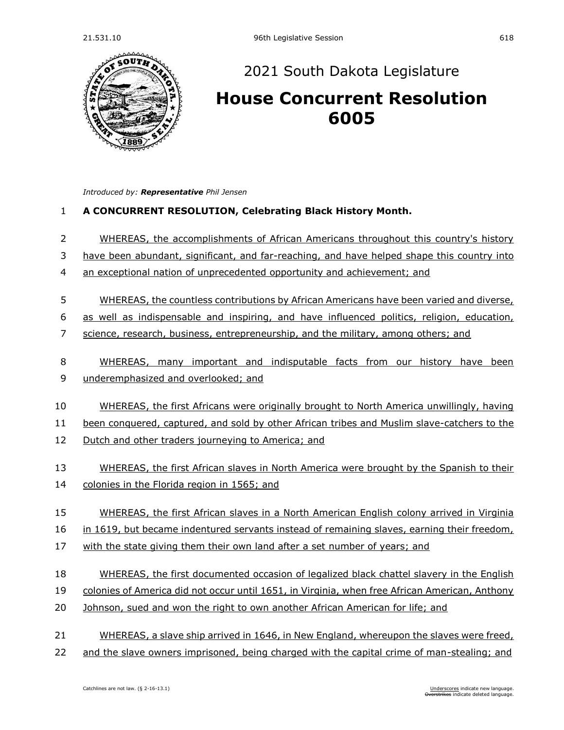# 2021 South Dakota Legislature

## House Concurrent Resolution 6005

*Introduced by:* ***Representative*** *Phil Jensen*

1 **A CONCURRENT RESOLUTION, Celebrating Black History Month.**

2 WHEREAS, the accomplishments of African Americans throughout this country's history
3 have been abundant, significant, and far-reaching, and have helped shape this country into
4 an exceptional nation of unprecedented opportunity and achievement; and

5 WHEREAS, the countless contributions by African Americans have been varied and diverse,
6 as well as indispensable and inspiring, and have influenced politics, religion, education,
7 science, research, business, entrepreneurship, and the military, among others; and

8 WHEREAS, many important and indisputable facts from our history have been
9 underemphasized and overlooked; and

10 WHEREAS, the first Africans were originally brought to North America unwillingly, having
11 been conquered, captured, and sold by other African tribes and Muslim slave-catchers to the
12 Dutch and other traders journeying to America; and

13 WHEREAS, the first African slaves in North America were brought by the Spanish to their
14 colonies in the Florida region in 1565; and

15 WHEREAS, the first African slaves in a North American English colony arrived in Virginia
16 in 1619, but became indentured servants instead of remaining slaves, earning their freedom,
17 with the state giving them their own land after a set number of years; and

18 WHEREAS, the first documented occasion of legalized black chattel slavery in the English
19 colonies of America did not occur until 1651, in Virginia, when free African American, Anthony
20 Johnson, sued and won the right to own another African American for life; and

21 WHEREAS, a slave ship arrived in 1646, in New England, whereupon the slaves were freed,
22 and the slave owners imprisoned, being charged with the capital crime of man-stealing; and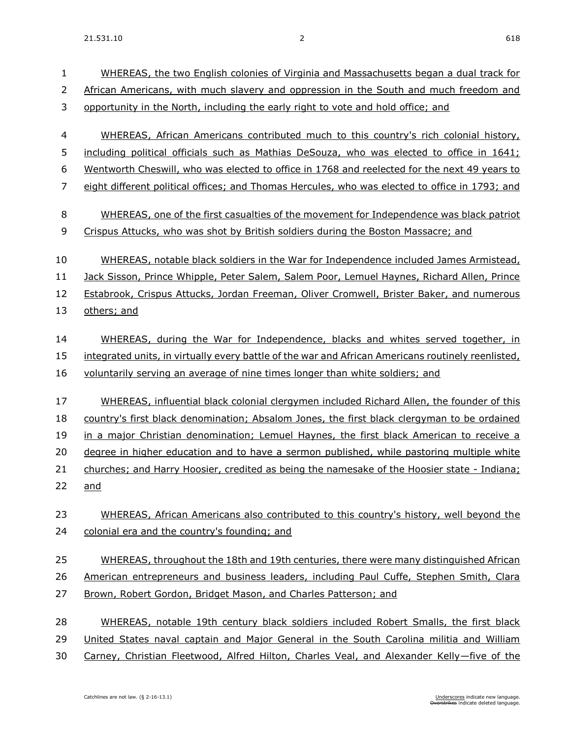WHEREAS, the two English colonies of Virginia and Massachusetts began a dual track for African Americans, with much slavery and oppression in the South and much freedom and opportunity in the North, including the early right to vote and hold office; and

WHEREAS, African Americans contributed much to this country's rich colonial history, including political officials such as Mathias DeSouza, who was elected to office in 1641; Wentworth Cheswill, who was elected to office in 1768 and reelected for the next 49 years to eight different political offices; and Thomas Hercules, who was elected to office in 1793; and

WHEREAS, one of the first casualties of the movement for Independence was black patriot Crispus Attucks, who was shot by British soldiers during the Boston Massacre; and

WHEREAS, notable black soldiers in the War for Independence included James Armistead, Jack Sisson, Prince Whipple, Peter Salem, Salem Poor, Lemuel Haynes, Richard Allen, Prince Estabrook, Crispus Attucks, Jordan Freeman, Oliver Cromwell, Brister Baker, and numerous others; and

WHEREAS, during the War for Independence, blacks and whites served together, in integrated units, in virtually every battle of the war and African Americans routinely reenlisted, voluntarily serving an average of nine times longer than white soldiers; and

WHEREAS, influential black colonial clergymen included Richard Allen, the founder of this country's first black denomination; Absalom Jones, the first black clergyman to be ordained in a major Christian denomination; Lemuel Haynes, the first black American to receive a degree in higher education and to have a sermon published, while pastoring multiple white churches; and Harry Hoosier, credited as being the namesake of the Hoosier state - Indiana; and

WHEREAS, African Americans also contributed to this country's history, well beyond the colonial era and the country's founding; and

WHEREAS, throughout the 18th and 19th centuries, there were many distinguished African American entrepreneurs and business leaders, including Paul Cuffe, Stephen Smith, Clara Brown, Robert Gordon, Bridget Mason, and Charles Patterson; and

WHEREAS, notable 19th century black soldiers included Robert Smalls, the first black United States naval captain and Major General in the South Carolina militia and William Carney, Christian Fleetwood, Alfred Hilton, Charles Veal, and Alexander Kelly—five of the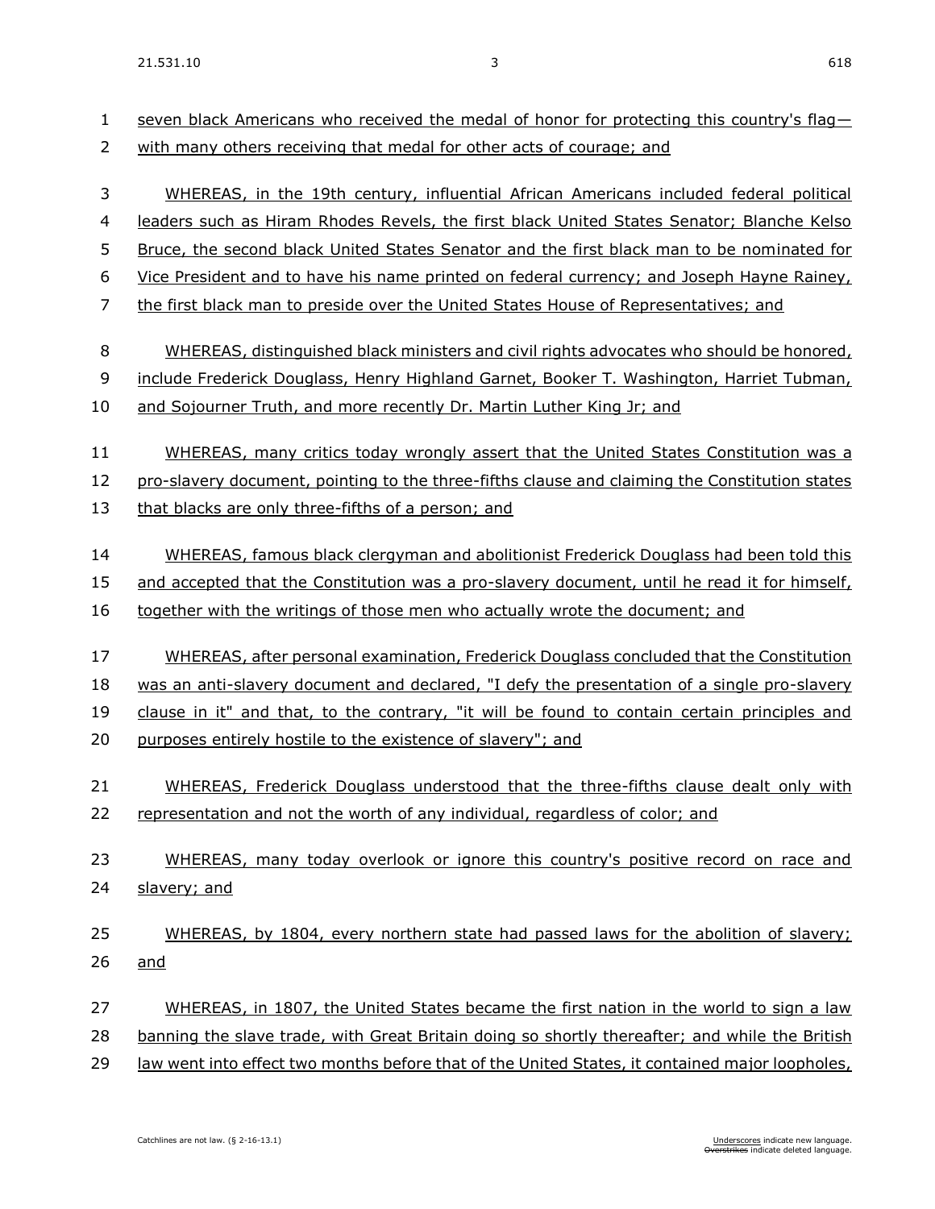seven black Americans who received the medal of honor for protecting this country's flag—with many others receiving that medal for other acts of courage; and

WHEREAS, in the 19th century, influential African Americans included federal political leaders such as Hiram Rhodes Revels, the first black United States Senator; Blanche Kelso Bruce, the second black United States Senator and the first black man to be nominated for Vice President and to have his name printed on federal currency; and Joseph Hayne Rainey, the first black man to preside over the United States House of Representatives; and

WHEREAS, distinguished black ministers and civil rights advocates who should be honored, include Frederick Douglass, Henry Highland Garnet, Booker T. Washington, Harriet Tubman, and Sojourner Truth, and more recently Dr. Martin Luther King Jr; and

WHEREAS, many critics today wrongly assert that the United States Constitution was a pro-slavery document, pointing to the three-fifths clause and claiming the Constitution states that blacks are only three-fifths of a person; and

WHEREAS, famous black clergyman and abolitionist Frederick Douglass had been told this and accepted that the Constitution was a pro-slavery document, until he read it for himself, together with the writings of those men who actually wrote the document; and

WHEREAS, after personal examination, Frederick Douglass concluded that the Constitution was an anti-slavery document and declared, "I defy the presentation of a single pro-slavery clause in it" and that, to the contrary, "it will be found to contain certain principles and purposes entirely hostile to the existence of slavery"; and

WHEREAS, Frederick Douglass understood that the three-fifths clause dealt only with representation and not the worth of any individual, regardless of color; and

WHEREAS, many today overlook or ignore this country's positive record on race and slavery; and

WHEREAS, by 1804, every northern state had passed laws for the abolition of slavery; and

WHEREAS, in 1807, the United States became the first nation in the world to sign a law banning the slave trade, with Great Britain doing so shortly thereafter; and while the British law went into effect two months before that of the United States, it contained major loopholes,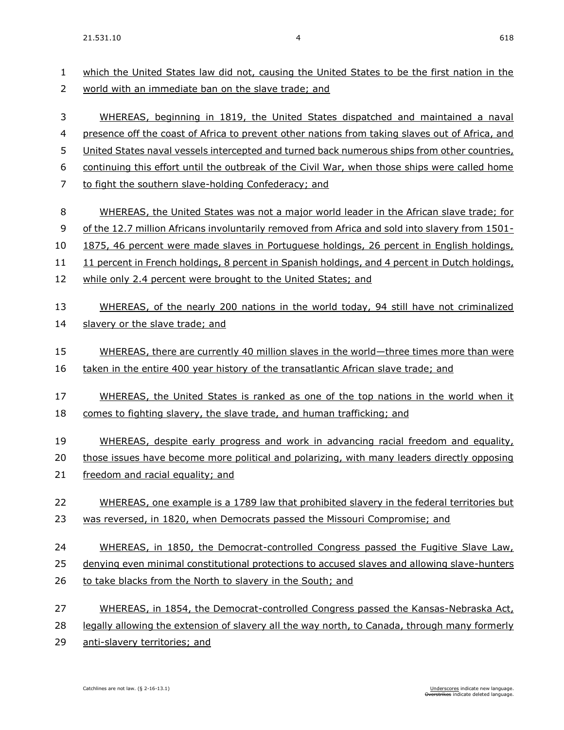which the United States law did not, causing the United States to be the first nation in the world with an immediate ban on the slave trade; and

WHEREAS, beginning in 1819, the United States dispatched and maintained a naval presence off the coast of Africa to prevent other nations from taking slaves out of Africa, and United States naval vessels intercepted and turned back numerous ships from other countries, continuing this effort until the outbreak of the Civil War, when those ships were called home to fight the southern slave-holding Confederacy; and

WHEREAS, the United States was not a major world leader in the African slave trade; for of the 12.7 million Africans involuntarily removed from Africa and sold into slavery from 1501-1875, 46 percent were made slaves in Portuguese holdings, 26 percent in English holdings, 11 percent in French holdings, 8 percent in Spanish holdings, and 4 percent in Dutch holdings, while only 2.4 percent were brought to the United States; and

WHEREAS, of the nearly 200 nations in the world today, 94 still have not criminalized slavery or the slave trade; and

WHEREAS, there are currently 40 million slaves in the world—three times more than were taken in the entire 400 year history of the transatlantic African slave trade; and

WHEREAS, the United States is ranked as one of the top nations in the world when it comes to fighting slavery, the slave trade, and human trafficking; and

WHEREAS, despite early progress and work in advancing racial freedom and equality, those issues have become more political and polarizing, with many leaders directly opposing freedom and racial equality; and

WHEREAS, one example is a 1789 law that prohibited slavery in the federal territories but was reversed, in 1820, when Democrats passed the Missouri Compromise; and

WHEREAS, in 1850, the Democrat-controlled Congress passed the Fugitive Slave Law, denying even minimal constitutional protections to accused slaves and allowing slave-hunters to take blacks from the North to slavery in the South; and

WHEREAS, in 1854, the Democrat-controlled Congress passed the Kansas-Nebraska Act, legally allowing the extension of slavery all the way north, to Canada, through many formerly anti-slavery territories; and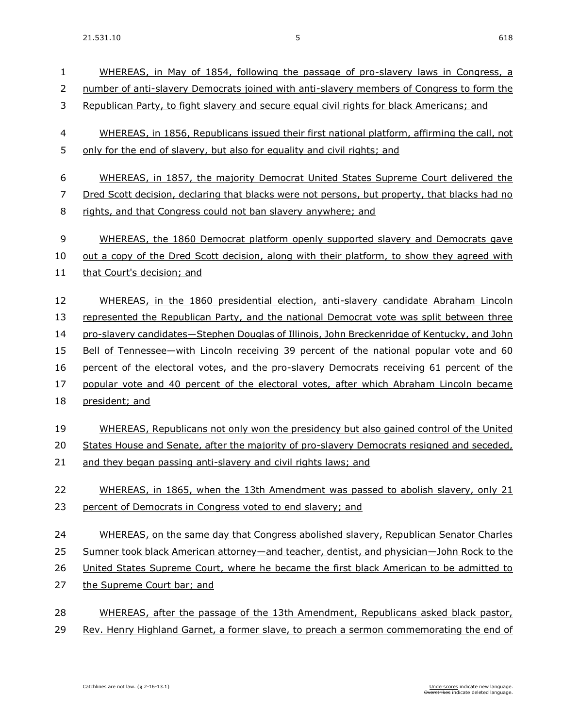WHEREAS, in May of 1854, following the passage of pro-slavery laws in Congress, a number of anti-slavery Democrats joined with anti-slavery members of Congress to form the Republican Party, to fight slavery and secure equal civil rights for black Americans; and

WHEREAS, in 1856, Republicans issued their first national platform, affirming the call, not only for the end of slavery, but also for equality and civil rights; and

WHEREAS, in 1857, the majority Democrat United States Supreme Court delivered the Dred Scott decision, declaring that blacks were not persons, but property, that blacks had no rights, and that Congress could not ban slavery anywhere; and

WHEREAS, the 1860 Democrat platform openly supported slavery and Democrats gave out a copy of the Dred Scott decision, along with their platform, to show they agreed with that Court's decision; and

WHEREAS, in the 1860 presidential election, anti-slavery candidate Abraham Lincoln represented the Republican Party, and the national Democrat vote was split between three pro-slavery candidates—Stephen Douglas of Illinois, John Breckenridge of Kentucky, and John Bell of Tennessee—with Lincoln receiving 39 percent of the national popular vote and 60 percent of the electoral votes, and the pro-slavery Democrats receiving 61 percent of the popular vote and 40 percent of the electoral votes, after which Abraham Lincoln became president; and

WHEREAS, Republicans not only won the presidency but also gained control of the United States House and Senate, after the majority of pro-slavery Democrats resigned and seceded, and they began passing anti-slavery and civil rights laws; and

WHEREAS, in 1865, when the 13th Amendment was passed to abolish slavery, only 21 percent of Democrats in Congress voted to end slavery; and

WHEREAS, on the same day that Congress abolished slavery, Republican Senator Charles Sumner took black American attorney—and teacher, dentist, and physician—John Rock to the United States Supreme Court, where he became the first black American to be admitted to the Supreme Court bar; and

WHEREAS, after the passage of the 13th Amendment, Republicans asked black pastor, Rev. Henry Highland Garnet, a former slave, to preach a sermon commemorating the end of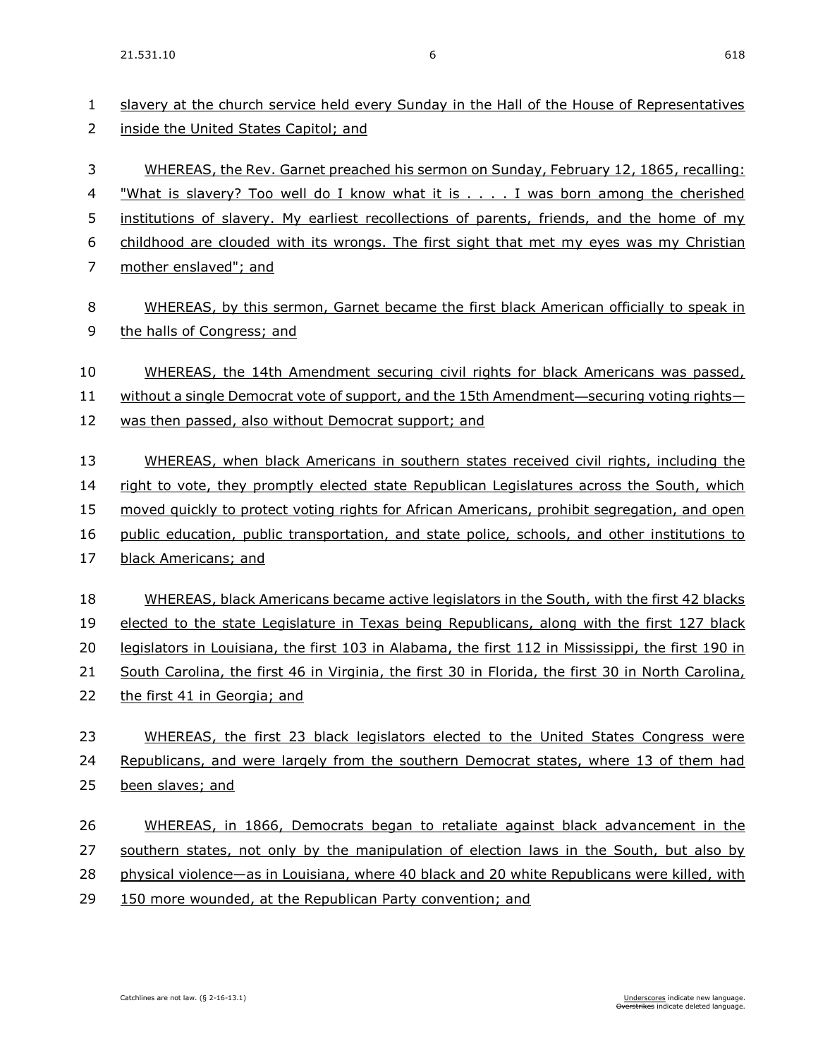slavery at the church service held every Sunday in the Hall of the House of Representatives inside the United States Capitol; and

WHEREAS, the Rev. Garnet preached his sermon on Sunday, February 12, 1865, recalling: "What is slavery? Too well do I know what it is . . . . I was born among the cherished institutions of slavery. My earliest recollections of parents, friends, and the home of my childhood are clouded with its wrongs. The first sight that met my eyes was my Christian mother enslaved"; and

WHEREAS, by this sermon, Garnet became the first black American officially to speak in the halls of Congress; and

WHEREAS, the 14th Amendment securing civil rights for black Americans was passed, without a single Democrat vote of support, and the 15th Amendment—securing voting rights—was then passed, also without Democrat support; and

WHEREAS, when black Americans in southern states received civil rights, including the right to vote, they promptly elected state Republican Legislatures across the South, which moved quickly to protect voting rights for African Americans, prohibit segregation, and open public education, public transportation, and state police, schools, and other institutions to black Americans; and

WHEREAS, black Americans became active legislators in the South, with the first 42 blacks elected to the state Legislature in Texas being Republicans, along with the first 127 black legislators in Louisiana, the first 103 in Alabama, the first 112 in Mississippi, the first 190 in South Carolina, the first 46 in Virginia, the first 30 in Florida, the first 30 in North Carolina, the first 41 in Georgia; and

WHEREAS, the first 23 black legislators elected to the United States Congress were Republicans, and were largely from the southern Democrat states, where 13 of them had been slaves; and

WHEREAS, in 1866, Democrats began to retaliate against black advancement in the southern states, not only by the manipulation of election laws in the South, but also by physical violence—as in Louisiana, where 40 black and 20 white Republicans were killed, with 150 more wounded, at the Republican Party convention; and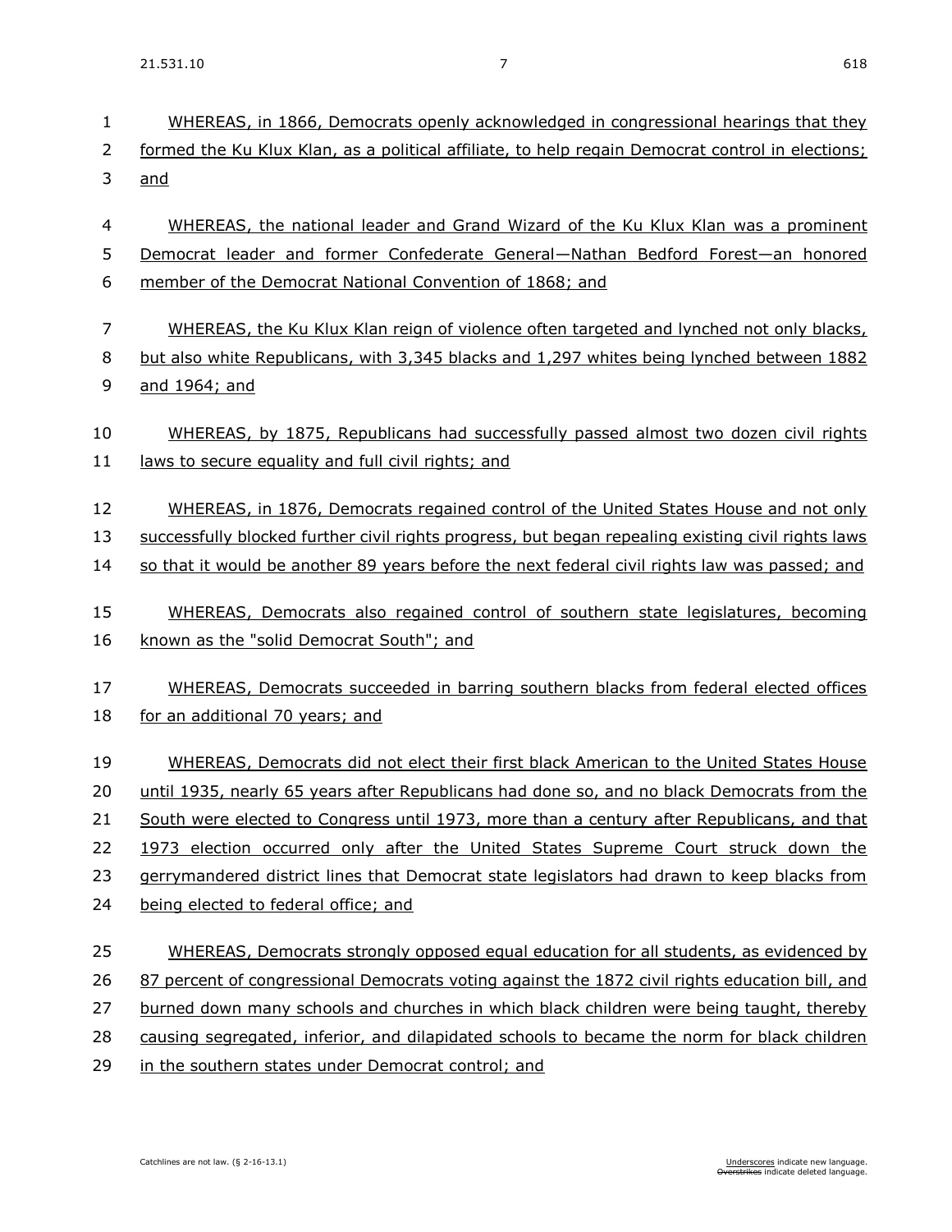WHEREAS, in 1866, Democrats openly acknowledged in congressional hearings that they formed the Ku Klux Klan, as a political affiliate, to help regain Democrat control in elections; and

WHEREAS, the national leader and Grand Wizard of the Ku Klux Klan was a prominent Democrat leader and former Confederate General—Nathan Bedford Forest—an honored member of the Democrat National Convention of 1868; and

WHEREAS, the Ku Klux Klan reign of violence often targeted and lynched not only blacks, but also white Republicans, with 3,345 blacks and 1,297 whites being lynched between 1882 and 1964; and

WHEREAS, by 1875, Republicans had successfully passed almost two dozen civil rights laws to secure equality and full civil rights; and

WHEREAS, in 1876, Democrats regained control of the United States House and not only successfully blocked further civil rights progress, but began repealing existing civil rights laws so that it would be another 89 years before the next federal civil rights law was passed; and

WHEREAS, Democrats also regained control of southern state legislatures, becoming known as the "solid Democrat South"; and

WHEREAS, Democrats succeeded in barring southern blacks from federal elected offices for an additional 70 years; and

WHEREAS, Democrats did not elect their first black American to the United States House until 1935, nearly 65 years after Republicans had done so, and no black Democrats from the South were elected to Congress until 1973, more than a century after Republicans, and that 1973 election occurred only after the United States Supreme Court struck down the gerrymandered district lines that Democrat state legislators had drawn to keep blacks from being elected to federal office; and

WHEREAS, Democrats strongly opposed equal education for all students, as evidenced by 87 percent of congressional Democrats voting against the 1872 civil rights education bill, and burned down many schools and churches in which black children were being taught, thereby causing segregated, inferior, and dilapidated schools to became the norm for black children in the southern states under Democrat control; and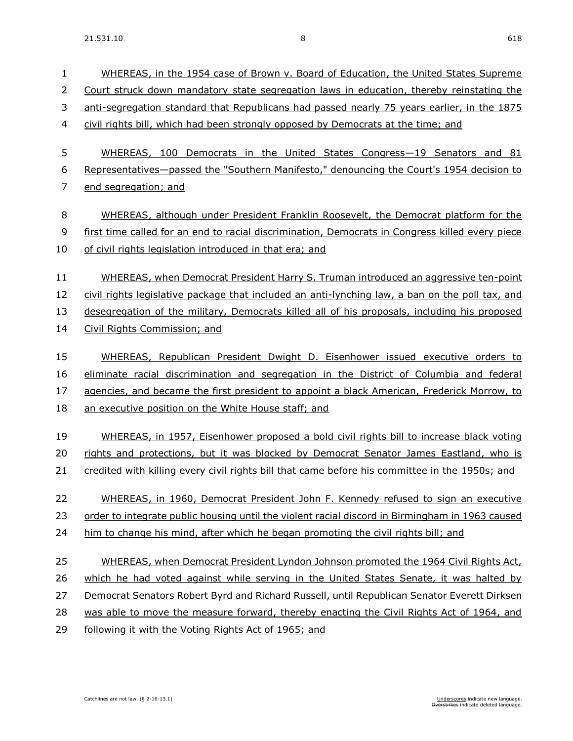WHEREAS, in the 1954 case of Brown v. Board of Education, the United States Supreme Court struck down mandatory state segregation laws in education, thereby reinstating the anti-segregation standard that Republicans had passed nearly 75 years earlier, in the 1875 civil rights bill, which had been strongly opposed by Democrats at the time; and

WHEREAS, 100 Democrats in the United States Congress—19 Senators and 81 Representatives—passed the "Southern Manifesto," denouncing the Court's 1954 decision to end segregation; and

WHEREAS, although under President Franklin Roosevelt, the Democrat platform for the first time called for an end to racial discrimination, Democrats in Congress killed every piece of civil rights legislation introduced in that era; and

WHEREAS, when Democrat President Harry S. Truman introduced an aggressive ten-point civil rights legislative package that included an anti-lynching law, a ban on the poll tax, and desegregation of the military, Democrats killed all of his proposals, including his proposed Civil Rights Commission; and

WHEREAS, Republican President Dwight D. Eisenhower issued executive orders to eliminate racial discrimination and segregation in the District of Columbia and federal agencies, and became the first president to appoint a black American, Frederick Morrow, to an executive position on the White House staff; and

WHEREAS, in 1957, Eisenhower proposed a bold civil rights bill to increase black voting rights and protections, but it was blocked by Democrat Senator James Eastland, who is credited with killing every civil rights bill that came before his committee in the 1950s; and

WHEREAS, in 1960, Democrat President John F. Kennedy refused to sign an executive order to integrate public housing until the violent racial discord in Birmingham in 1963 caused him to change his mind, after which he began promoting the civil rights bill; and

WHEREAS, when Democrat President Lyndon Johnson promoted the 1964 Civil Rights Act, which he had voted against while serving in the United States Senate, it was halted by Democrat Senators Robert Byrd and Richard Russell, until Republican Senator Everett Dirksen was able to move the measure forward, thereby enacting the Civil Rights Act of 1964, and following it with the Voting Rights Act of 1965; and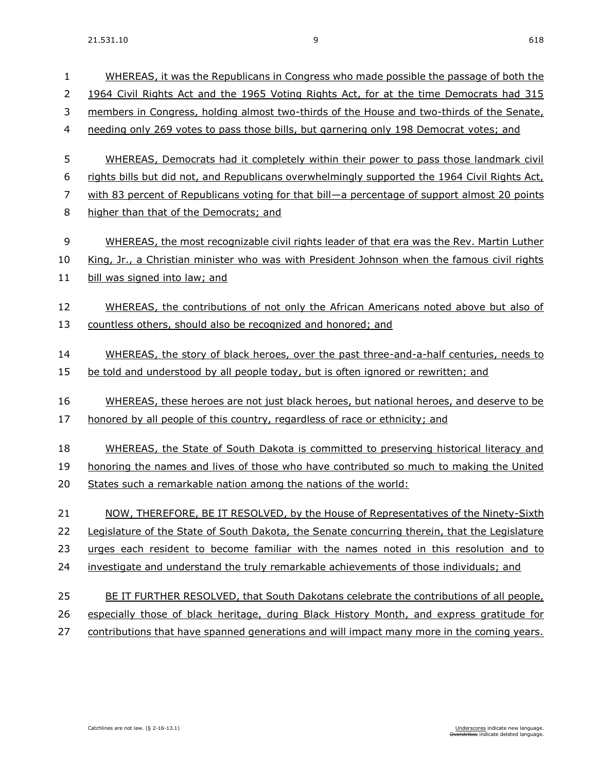WHEREAS, it was the Republicans in Congress who made possible the passage of both the 1964 Civil Rights Act and the 1965 Voting Rights Act, for at the time Democrats had 315 members in Congress, holding almost two-thirds of the House and two-thirds of the Senate, needing only 269 votes to pass those bills, but garnering only 198 Democrat votes; and

WHEREAS, Democrats had it completely within their power to pass those landmark civil rights bills but did not, and Republicans overwhelmingly supported the 1964 Civil Rights Act, with 83 percent of Republicans voting for that bill—a percentage of support almost 20 points higher than that of the Democrats; and

WHEREAS, the most recognizable civil rights leader of that era was the Rev. Martin Luther King, Jr., a Christian minister who was with President Johnson when the famous civil rights bill was signed into law; and

WHEREAS, the contributions of not only the African Americans noted above but also of countless others, should also be recognized and honored; and

WHEREAS, the story of black heroes, over the past three-and-a-half centuries, needs to be told and understood by all people today, but is often ignored or rewritten; and

WHEREAS, these heroes are not just black heroes, but national heroes, and deserve to be honored by all people of this country, regardless of race or ethnicity; and

WHEREAS, the State of South Dakota is committed to preserving historical literacy and honoring the names and lives of those who have contributed so much to making the United States such a remarkable nation among the nations of the world:

NOW, THEREFORE, BE IT RESOLVED, by the House of Representatives of the Ninety-Sixth Legislature of the State of South Dakota, the Senate concurring therein, that the Legislature urges each resident to become familiar with the names noted in this resolution and to investigate and understand the truly remarkable achievements of those individuals; and

BE IT FURTHER RESOLVED, that South Dakotans celebrate the contributions of all people, especially those of black heritage, during Black History Month, and express gratitude for contributions that have spanned generations and will impact many more in the coming years.